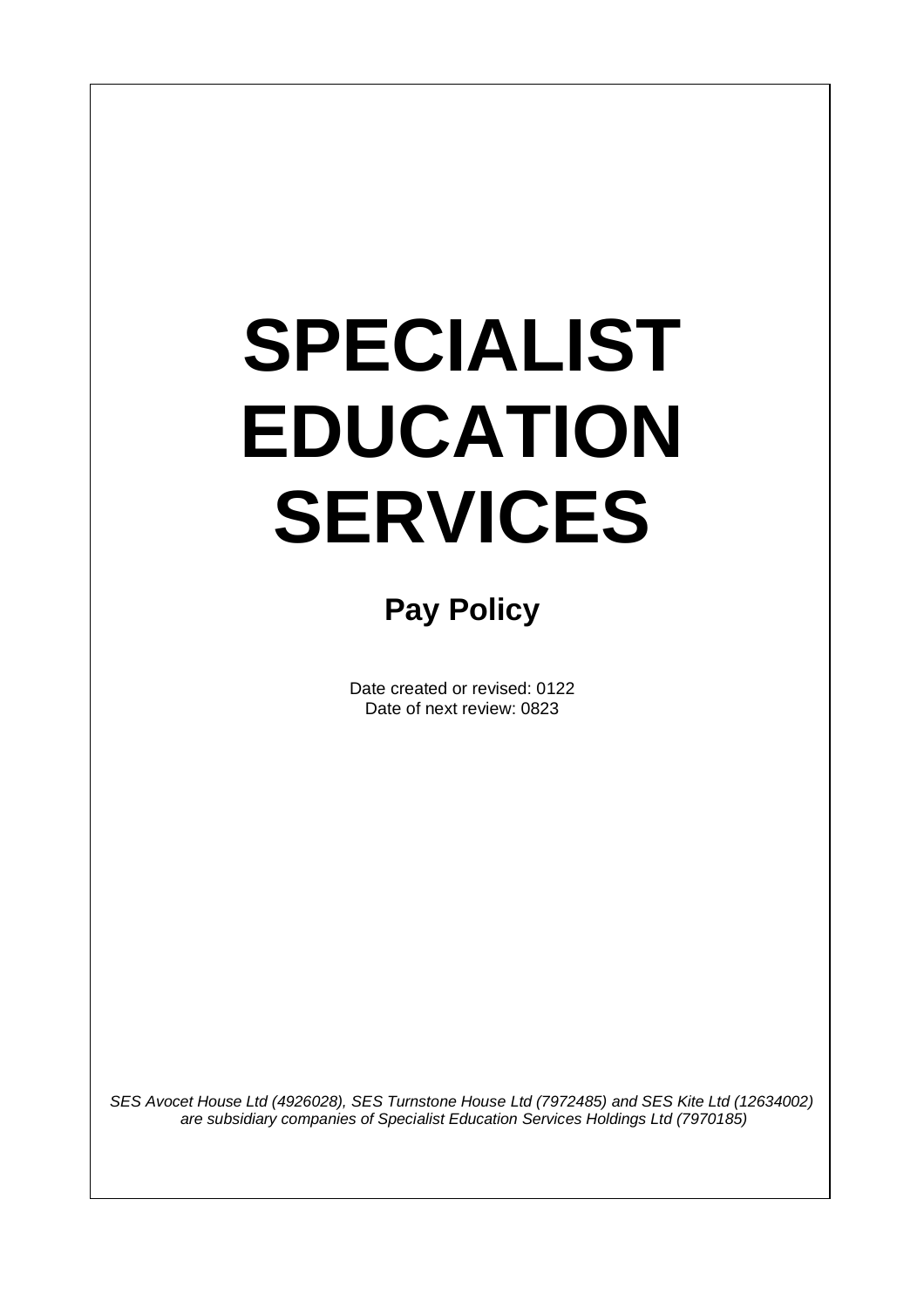# SPECIALIST EDUCATION SERVICES

## Pay Policy

Date created or revised: 0122
Date of next review: 0823

*SES Avocet House Ltd (4926028), SES Turnstone House Ltd (7972485) and SES Kite Ltd (12634002) are subsidiary companies of Specialist Education Services Holdings Ltd (7970185)*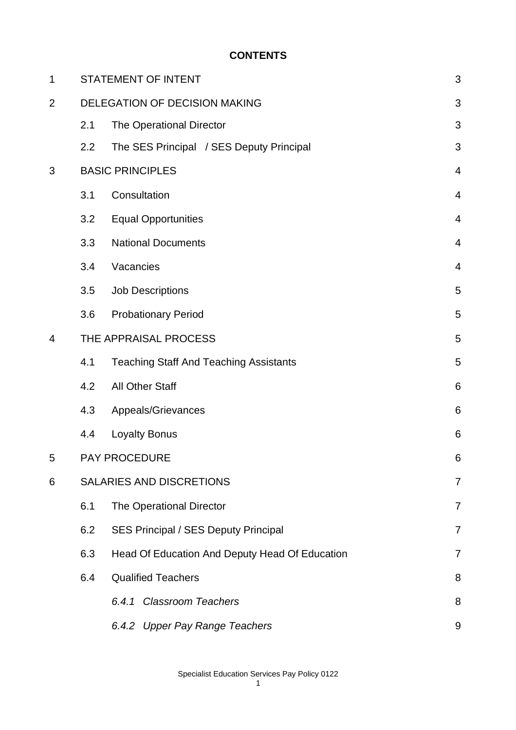**CONTENTS**

| | | | |
|---|---|---|---|
| 1 | STATEMENT OF INTENT | | 3 |
| 2 | DELEGATION OF DECISION MAKING | | 3 |
| | 2.1 | The Operational Director | 3 |
| | 2.2 | The SES Principal / SES Deputy Principal | 3 |
| 3 | BASIC PRINCIPLES | | 4 |
| | 3.1 | Consultation | 4 |
| | 3.2 | Equal Opportunities | 4 |
| | 3.3 | National Documents | 4 |
| | 3.4 | Vacancies | 4 |
| | 3.5 | Job Descriptions | 5 |
| | 3.6 | Probationary Period | 5 |
| 4 | THE APPRAISAL PROCESS | | 5 |
| | 4.1 | Teaching Staff And Teaching Assistants | 5 |
| | 4.2 | All Other Staff | 6 |
| | 4.3 | Appeals/Grievances | 6 |
| | 4.4 | Loyalty Bonus | 6 |
| 5 | PAY PROCEDURE | | 6 |
| 6 | SALARIES AND DISCRETIONS | | 7 |
| | 6.1 | The Operational Director | 7 |
| | 6.2 | SES Principal / SES Deputy Principal | 7 |
| | 6.3 | Head Of Education And Deputy Head Of Education | 7 |
| | 6.4 | Qualified Teachers | 8 |
| | | *6.4.1 Classroom Teachers* | 8 |
| | | *6.4.2 Upper Pay Range Teachers* | 9 |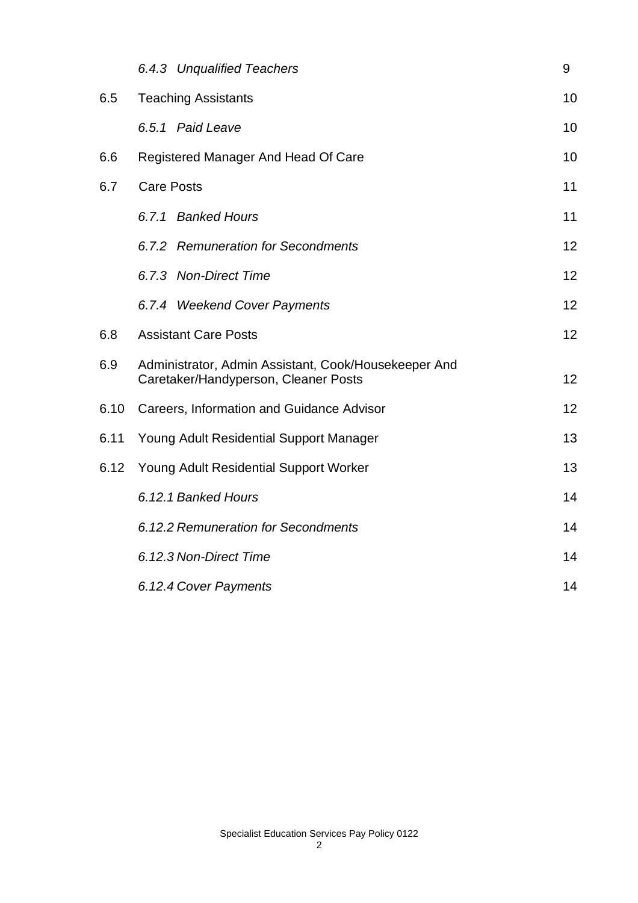| | | |
|---|---|---|
| | *6.4.3 Unqualified Teachers* | 9 |
| 6.5 | Teaching Assistants | 10 |
| | *6.5.1 Paid Leave* | 10 |
| 6.6 | Registered Manager And Head Of Care | 10 |
| 6.7 | Care Posts | 11 |
| | *6.7.1 Banked Hours* | 11 |
| | *6.7.2 Remuneration for Secondments* | 12 |
| | *6.7.3 Non-Direct Time* | 12 |
| | *6.7.4 Weekend Cover Payments* | 12 |
| 6.8 | Assistant Care Posts | 12 |
| 6.9 | Administrator, Admin Assistant, Cook/Housekeeper And Caretaker/Handyperson, Cleaner Posts | 12 |
| 6.10 | Careers, Information and Guidance Advisor | 12 |
| 6.11 | Young Adult Residential Support Manager | 13 |
| 6.12 | Young Adult Residential Support Worker | 13 |
| | *6.12.1 Banked Hours* | 14 |
| | *6.12.2 Remuneration for Secondments* | 14 |
| | *6.12.3 Non-Direct Time* | 14 |
| | *6.12.4 Cover Payments* | 14 |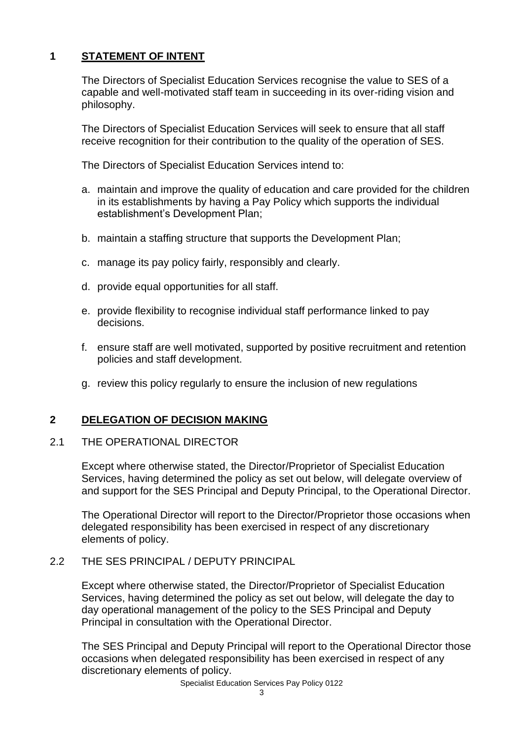## 1 STATEMENT OF INTENT

The Directors of Specialist Education Services recognise the value to SES of a capable and well-motivated staff team in succeeding in its over-riding vision and philosophy.

The Directors of Specialist Education Services will seek to ensure that all staff receive recognition for their contribution to the quality of the operation of SES.

The Directors of Specialist Education Services intend to:

a. maintain and improve the quality of education and care provided for the children in its establishments by having a Pay Policy which supports the individual establishment's Development Plan;

b. maintain a staffing structure that supports the Development Plan;

c. manage its pay policy fairly, responsibly and clearly.

d. provide equal opportunities for all staff.

e. provide flexibility to recognise individual staff performance linked to pay decisions.

f. ensure staff are well motivated, supported by positive recruitment and retention policies and staff development.

g. review this policy regularly to ensure the inclusion of new regulations

## 2 DELEGATION OF DECISION MAKING

### 2.1 THE OPERATIONAL DIRECTOR

Except where otherwise stated, the Director/Proprietor of Specialist Education Services, having determined the policy as set out below, will delegate overview of and support for the SES Principal and Deputy Principal, to the Operational Director.

The Operational Director will report to the Director/Proprietor those occasions when delegated responsibility has been exercised in respect of any discretionary elements of policy.

### 2.2 THE SES PRINCIPAL / DEPUTY PRINCIPAL

Except where otherwise stated, the Director/Proprietor of Specialist Education Services, having determined the policy as set out below, will delegate the day to day operational management of the policy to the SES Principal and Deputy Principal in consultation with the Operational Director.

The SES Principal and Deputy Principal will report to the Operational Director those occasions when delegated responsibility has been exercised in respect of any discretionary elements of policy.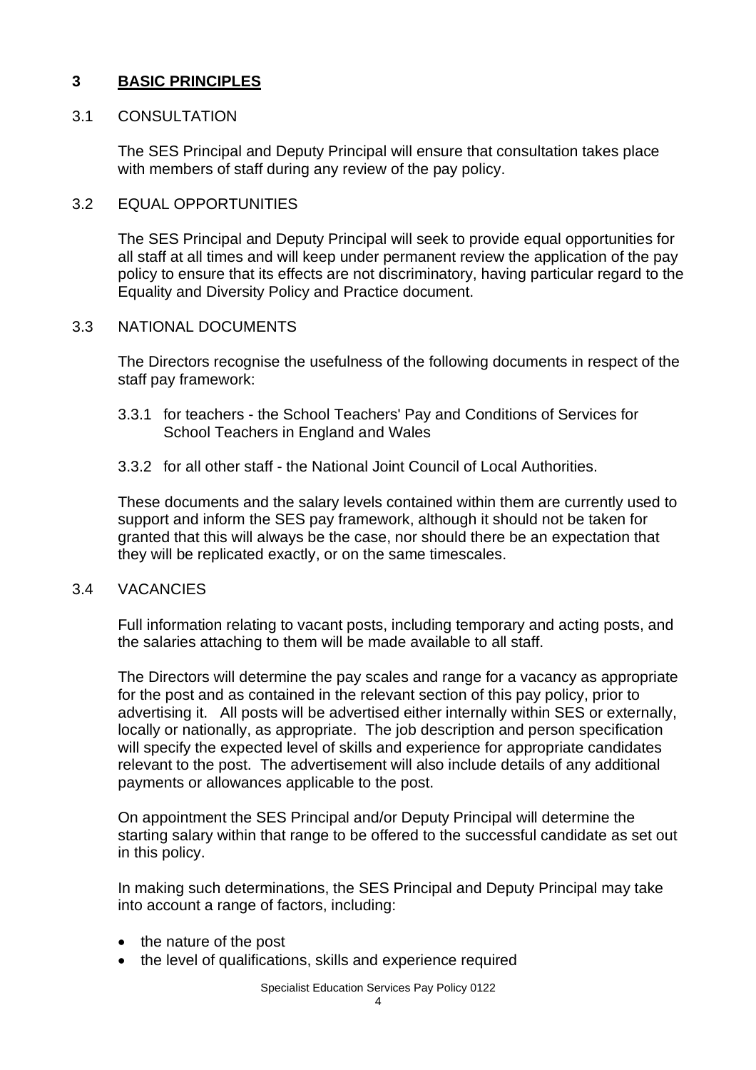## 3 BASIC PRINCIPLES

### 3.1 CONSULTATION

The SES Principal and Deputy Principal will ensure that consultation takes place with members of staff during any review of the pay policy.

### 3.2 EQUAL OPPORTUNITIES

The SES Principal and Deputy Principal will seek to provide equal opportunities for all staff at all times and will keep under permanent review the application of the pay policy to ensure that its effects are not discriminatory, having particular regard to the Equality and Diversity Policy and Practice document.

### 3.3 NATIONAL DOCUMENTS

The Directors recognise the usefulness of the following documents in respect of the staff pay framework:

3.3.1 for teachers - the School Teachers' Pay and Conditions of Services for School Teachers in England and Wales

3.3.2 for all other staff - the National Joint Council of Local Authorities.

These documents and the salary levels contained within them are currently used to support and inform the SES pay framework, although it should not be taken for granted that this will always be the case, nor should there be an expectation that they will be replicated exactly, or on the same timescales.

### 3.4 VACANCIES

Full information relating to vacant posts, including temporary and acting posts, and the salaries attaching to them will be made available to all staff.

The Directors will determine the pay scales and range for a vacancy as appropriate for the post and as contained in the relevant section of this pay policy, prior to advertising it. All posts will be advertised either internally within SES or externally, locally or nationally, as appropriate. The job description and person specification will specify the expected level of skills and experience for appropriate candidates relevant to the post. The advertisement will also include details of any additional payments or allowances applicable to the post.

On appointment the SES Principal and/or Deputy Principal will determine the starting salary within that range to be offered to the successful candidate as set out in this policy.

In making such determinations, the SES Principal and Deputy Principal may take into account a range of factors, including:

- the nature of the post
- the level of qualifications, skills and experience required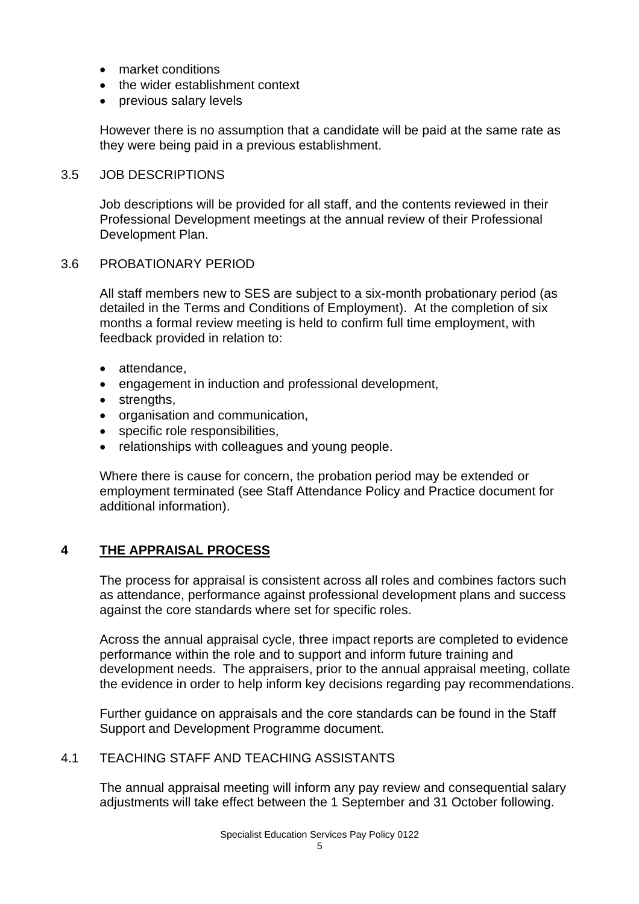- market conditions
- the wider establishment context
- previous salary levels

However there is no assumption that a candidate will be paid at the same rate as they were being paid in a previous establishment.

### 3.5 JOB DESCRIPTIONS

Job descriptions will be provided for all staff, and the contents reviewed in their Professional Development meetings at the annual review of their Professional Development Plan.

### 3.6 PROBATIONARY PERIOD

All staff members new to SES are subject to a six-month probationary period (as detailed in the Terms and Conditions of Employment). At the completion of six months a formal review meeting is held to confirm full time employment, with feedback provided in relation to:

- attendance,
- engagement in induction and professional development,
- strengths,
- organisation and communication,
- specific role responsibilities,
- relationships with colleagues and young people.

Where there is cause for concern, the probation period may be extended or employment terminated (see Staff Attendance Policy and Practice document for additional information).

## 4 <u>THE APPRAISAL PROCESS</u>

The process for appraisal is consistent across all roles and combines factors such as attendance, performance against professional development plans and success against the core standards where set for specific roles.

Across the annual appraisal cycle, three impact reports are completed to evidence performance within the role and to support and inform future training and development needs. The appraisers, prior to the annual appraisal meeting, collate the evidence in order to help inform key decisions regarding pay recommendations.

Further guidance on appraisals and the core standards can be found in the Staff Support and Development Programme document.

### 4.1 TEACHING STAFF AND TEACHING ASSISTANTS

The annual appraisal meeting will inform any pay review and consequential salary adjustments will take effect between the 1 September and 31 October following.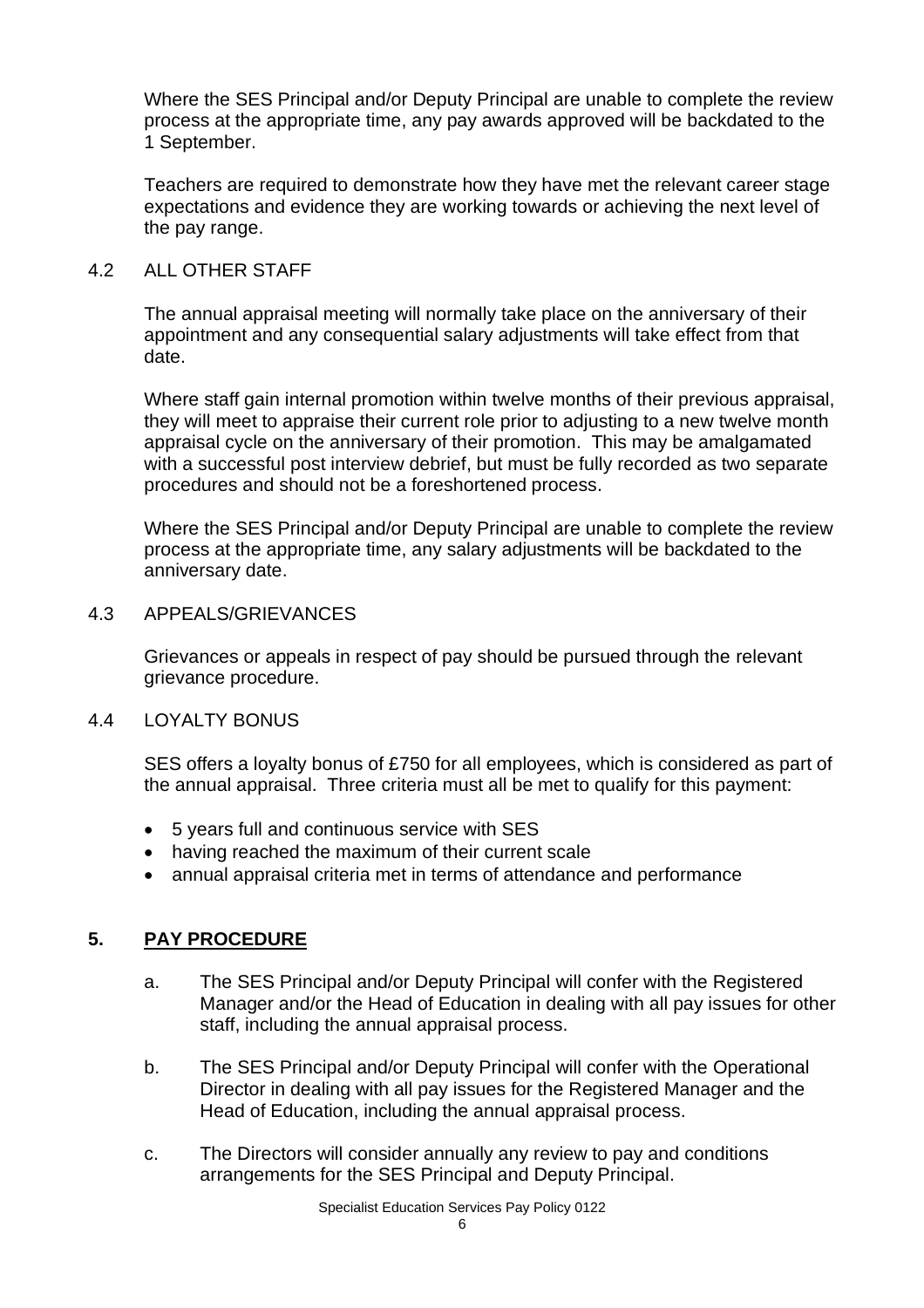Where the SES Principal and/or Deputy Principal are unable to complete the review process at the appropriate time, any pay awards approved will be backdated to the 1 September.

Teachers are required to demonstrate how they have met the relevant career stage expectations and evidence they are working towards or achieving the next level of the pay range.

### 4.2 ALL OTHER STAFF

The annual appraisal meeting will normally take place on the anniversary of their appointment and any consequential salary adjustments will take effect from that date.

Where staff gain internal promotion within twelve months of their previous appraisal, they will meet to appraise their current role prior to adjusting to a new twelve month appraisal cycle on the anniversary of their promotion. This may be amalgamated with a successful post interview debrief, but must be fully recorded as two separate procedures and should not be a foreshortened process.

Where the SES Principal and/or Deputy Principal are unable to complete the review process at the appropriate time, any salary adjustments will be backdated to the anniversary date.

### 4.3 APPEALS/GRIEVANCES

Grievances or appeals in respect of pay should be pursued through the relevant grievance procedure.

### 4.4 LOYALTY BONUS

SES offers a loyalty bonus of £750 for all employees, which is considered as part of the annual appraisal. Three criteria must all be met to qualify for this payment:

- 5 years full and continuous service with SES
- having reached the maximum of their current scale
- annual appraisal criteria met in terms of attendance and performance

## 5. PAY PROCEDURE

a. The SES Principal and/or Deputy Principal will confer with the Registered Manager and/or the Head of Education in dealing with all pay issues for other staff, including the annual appraisal process.

b. The SES Principal and/or Deputy Principal will confer with the Operational Director in dealing with all pay issues for the Registered Manager and the Head of Education, including the annual appraisal process.

c. The Directors will consider annually any review to pay and conditions arrangements for the SES Principal and Deputy Principal.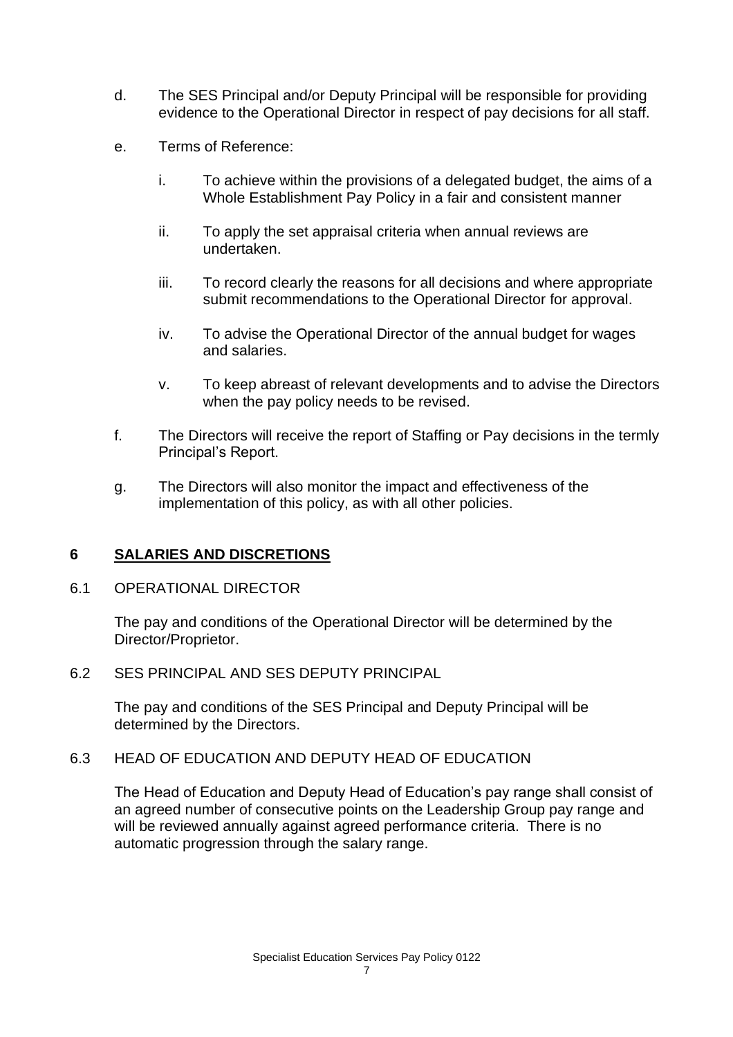d. The SES Principal and/or Deputy Principal will be responsible for providing evidence to the Operational Director in respect of pay decisions for all staff.

e. Terms of Reference:

   i. To achieve within the provisions of a delegated budget, the aims of a Whole Establishment Pay Policy in a fair and consistent manner

   ii. To apply the set appraisal criteria when annual reviews are undertaken.

   iii. To record clearly the reasons for all decisions and where appropriate submit recommendations to the Operational Director for approval.

   iv. To advise the Operational Director of the annual budget for wages and salaries.

   v. To keep abreast of relevant developments and to advise the Directors when the pay policy needs to be revised.

f. The Directors will receive the report of Staffing or Pay decisions in the termly Principal's Report.

g. The Directors will also monitor the impact and effectiveness of the implementation of this policy, as with all other policies.

## 6 SALARIES AND DISCRETIONS

### 6.1 OPERATIONAL DIRECTOR

The pay and conditions of the Operational Director will be determined by the Director/Proprietor.

### 6.2 SES PRINCIPAL AND SES DEPUTY PRINCIPAL

The pay and conditions of the SES Principal and Deputy Principal will be determined by the Directors.

### 6.3 HEAD OF EDUCATION AND DEPUTY HEAD OF EDUCATION

The Head of Education and Deputy Head of Education's pay range shall consist of an agreed number of consecutive points on the Leadership Group pay range and will be reviewed annually against agreed performance criteria. There is no automatic progression through the salary range.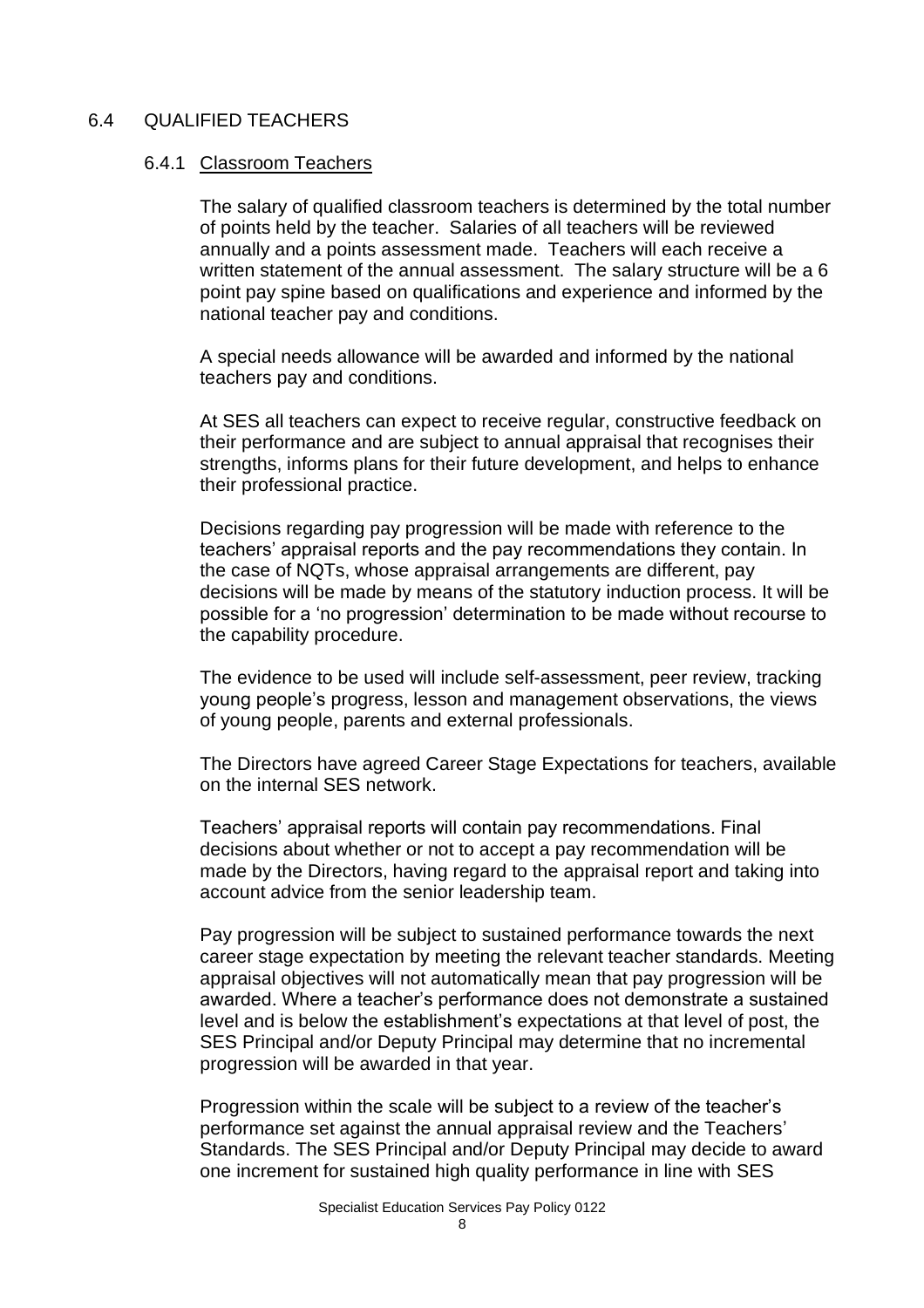## 6.4 QUALIFIED TEACHERS

### 6.4.1 Classroom Teachers

The salary of qualified classroom teachers is determined by the total number of points held by the teacher. Salaries of all teachers will be reviewed annually and a points assessment made. Teachers will each receive a written statement of the annual assessment. The salary structure will be a 6 point pay spine based on qualifications and experience and informed by the national teacher pay and conditions.

A special needs allowance will be awarded and informed by the national teachers pay and conditions.

At SES all teachers can expect to receive regular, constructive feedback on their performance and are subject to annual appraisal that recognises their strengths, informs plans for their future development, and helps to enhance their professional practice.

Decisions regarding pay progression will be made with reference to the teachers' appraisal reports and the pay recommendations they contain. In the case of NQTs, whose appraisal arrangements are different, pay decisions will be made by means of the statutory induction process. It will be possible for a 'no progression' determination to be made without recourse to the capability procedure.

The evidence to be used will include self-assessment, peer review, tracking young people's progress, lesson and management observations, the views of young people, parents and external professionals.

The Directors have agreed Career Stage Expectations for teachers, available on the internal SES network.

Teachers' appraisal reports will contain pay recommendations. Final decisions about whether or not to accept a pay recommendation will be made by the Directors, having regard to the appraisal report and taking into account advice from the senior leadership team.

Pay progression will be subject to sustained performance towards the next career stage expectation by meeting the relevant teacher standards. Meeting appraisal objectives will not automatically mean that pay progression will be awarded. Where a teacher's performance does not demonstrate a sustained level and is below the establishment's expectations at that level of post, the SES Principal and/or Deputy Principal may determine that no incremental progression will be awarded in that year.

Progression within the scale will be subject to a review of the teacher's performance set against the annual appraisal review and the Teachers' Standards. The SES Principal and/or Deputy Principal may decide to award one increment for sustained high quality performance in line with SES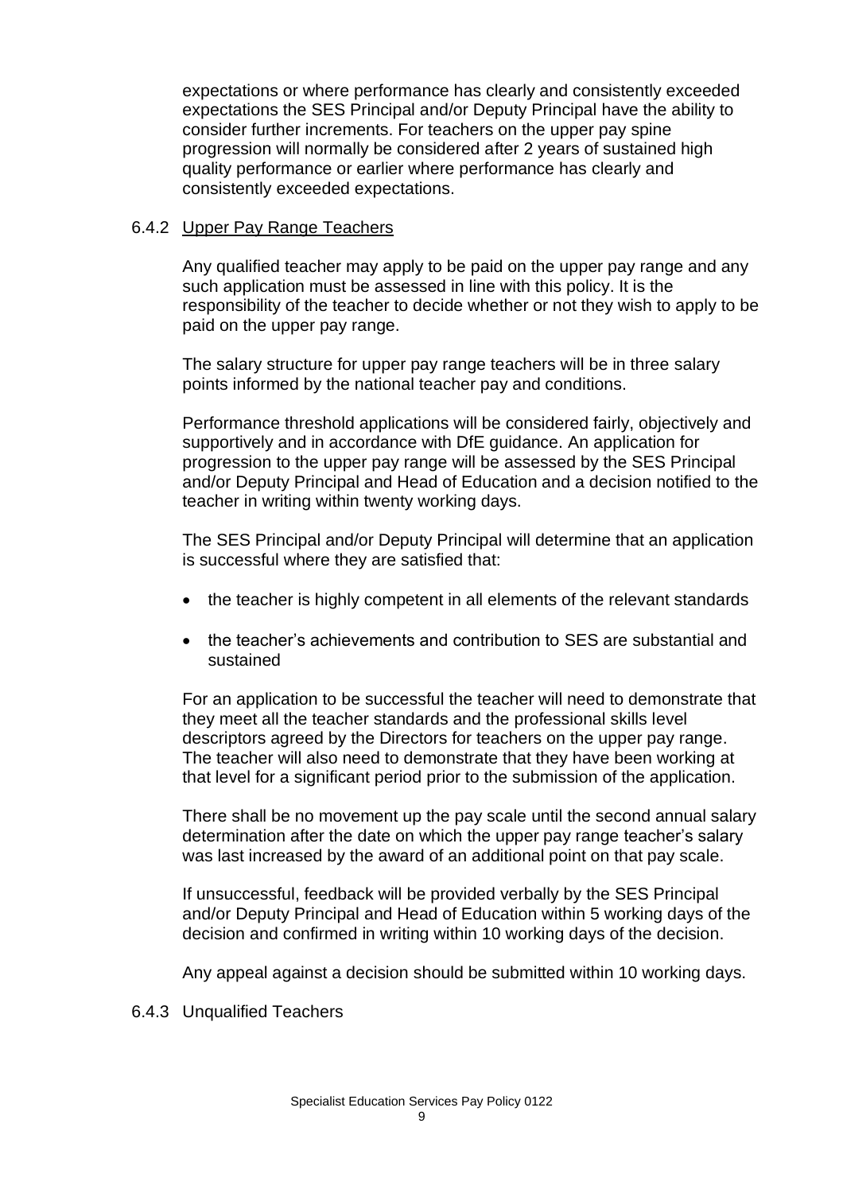expectations or where performance has clearly and consistently exceeded expectations the SES Principal and/or Deputy Principal have the ability to consider further increments. For teachers on the upper pay spine progression will normally be considered after 2 years of sustained high quality performance or earlier where performance has clearly and consistently exceeded expectations.

### 6.4.2 Upper Pay Range Teachers

Any qualified teacher may apply to be paid on the upper pay range and any such application must be assessed in line with this policy. It is the responsibility of the teacher to decide whether or not they wish to apply to be paid on the upper pay range.

The salary structure for upper pay range teachers will be in three salary points informed by the national teacher pay and conditions.

Performance threshold applications will be considered fairly, objectively and supportively and in accordance with DfE guidance. An application for progression to the upper pay range will be assessed by the SES Principal and/or Deputy Principal and Head of Education and a decision notified to the teacher in writing within twenty working days.

The SES Principal and/or Deputy Principal will determine that an application is successful where they are satisfied that:

- the teacher is highly competent in all elements of the relevant standards
- the teacher's achievements and contribution to SES are substantial and sustained

For an application to be successful the teacher will need to demonstrate that they meet all the teacher standards and the professional skills level descriptors agreed by the Directors for teachers on the upper pay range. The teacher will also need to demonstrate that they have been working at that level for a significant period prior to the submission of the application.

There shall be no movement up the pay scale until the second annual salary determination after the date on which the upper pay range teacher's salary was last increased by the award of an additional point on that pay scale.

If unsuccessful, feedback will be provided verbally by the SES Principal and/or Deputy Principal and Head of Education within 5 working days of the decision and confirmed in writing within 10 working days of the decision.

Any appeal against a decision should be submitted within 10 working days.

### 6.4.3 Unqualified Teachers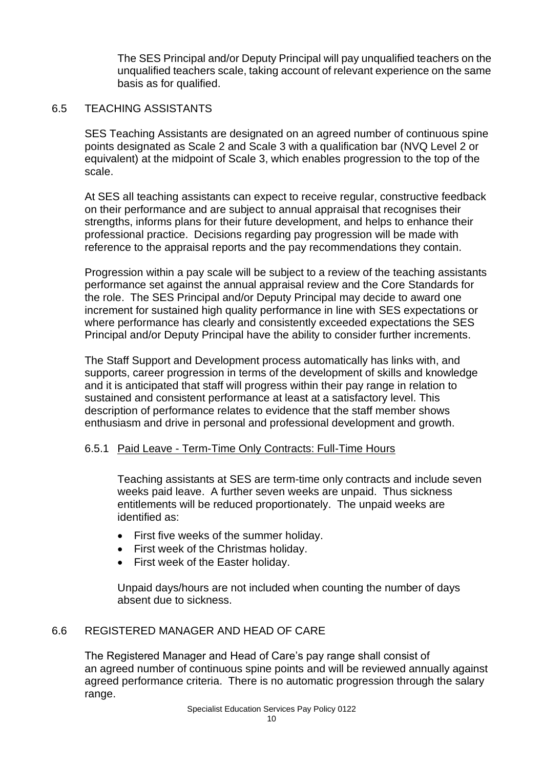The SES Principal and/or Deputy Principal will pay unqualified teachers on the unqualified teachers scale, taking account of relevant experience on the same basis as for qualified.

## 6.5 TEACHING ASSISTANTS

SES Teaching Assistants are designated on an agreed number of continuous spine points designated as Scale 2 and Scale 3 with a qualification bar (NVQ Level 2 or equivalent) at the midpoint of Scale 3, which enables progression to the top of the scale.

At SES all teaching assistants can expect to receive regular, constructive feedback on their performance and are subject to annual appraisal that recognises their strengths, informs plans for their future development, and helps to enhance their professional practice. Decisions regarding pay progression will be made with reference to the appraisal reports and the pay recommendations they contain.

Progression within a pay scale will be subject to a review of the teaching assistants performance set against the annual appraisal review and the Core Standards for the role. The SES Principal and/or Deputy Principal may decide to award one increment for sustained high quality performance in line with SES expectations or where performance has clearly and consistently exceeded expectations the SES Principal and/or Deputy Principal have the ability to consider further increments.

The Staff Support and Development process automatically has links with, and supports, career progression in terms of the development of skills and knowledge and it is anticipated that staff will progress within their pay range in relation to sustained and consistent performance at least at a satisfactory level. This description of performance relates to evidence that the staff member shows enthusiasm and drive in personal and professional development and growth.

### 6.5.1 Paid Leave - Term-Time Only Contracts: Full-Time Hours

Teaching assistants at SES are term-time only contracts and include seven weeks paid leave. A further seven weeks are unpaid. Thus sickness entitlements will be reduced proportionately. The unpaid weeks are identified as:

- First five weeks of the summer holiday.
- First week of the Christmas holiday.
- First week of the Easter holiday.

Unpaid days/hours are not included when counting the number of days absent due to sickness.

## 6.6 REGISTERED MANAGER AND HEAD OF CARE

The Registered Manager and Head of Care's pay range shall consist of an agreed number of continuous spine points and will be reviewed annually against agreed performance criteria. There is no automatic progression through the salary range.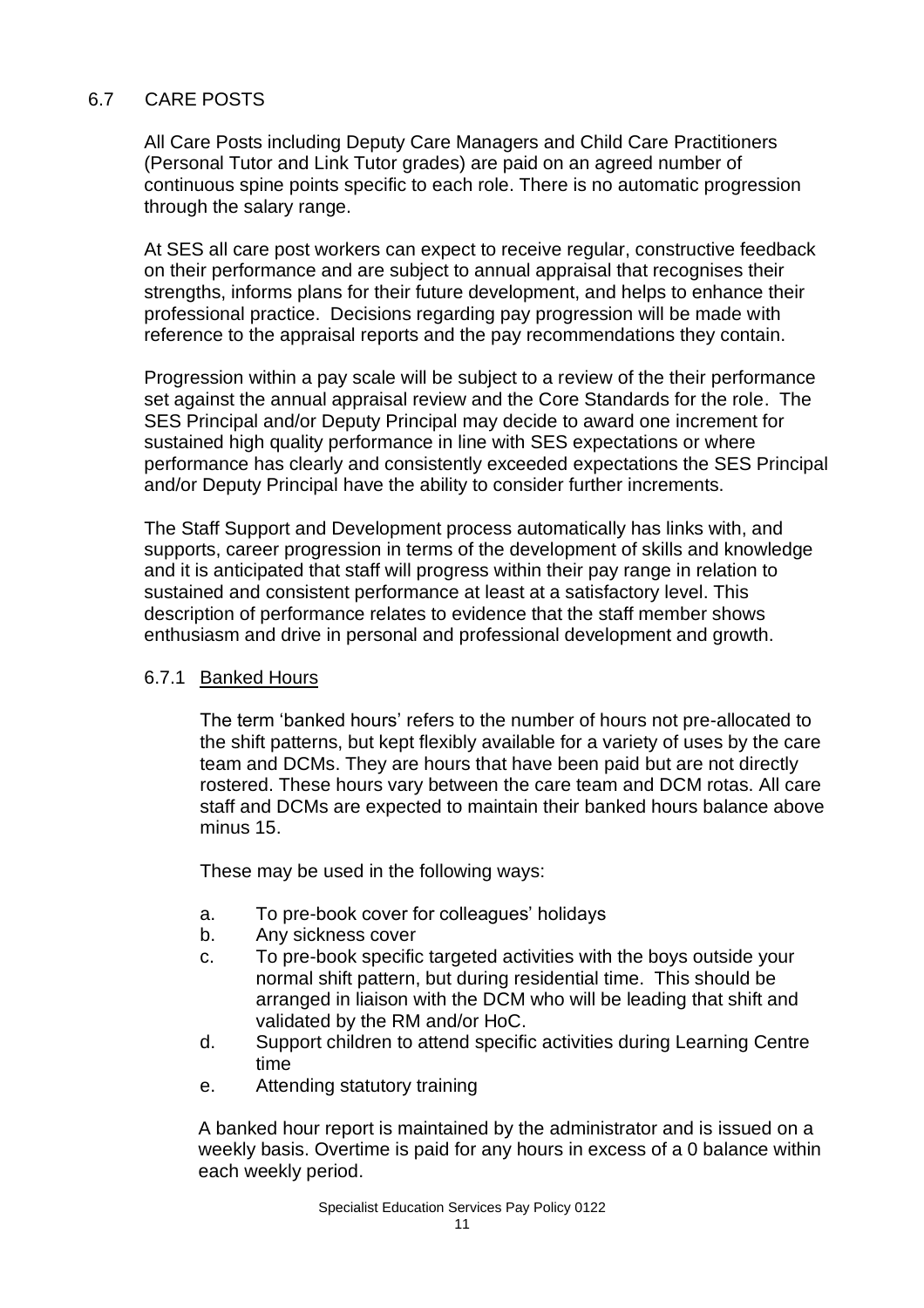## 6.7 CARE POSTS

All Care Posts including Deputy Care Managers and Child Care Practitioners (Personal Tutor and Link Tutor grades) are paid on an agreed number of continuous spine points specific to each role. There is no automatic progression through the salary range.

At SES all care post workers can expect to receive regular, constructive feedback on their performance and are subject to annual appraisal that recognises their strengths, informs plans for their future development, and helps to enhance their professional practice. Decisions regarding pay progression will be made with reference to the appraisal reports and the pay recommendations they contain.

Progression within a pay scale will be subject to a review of the their performance set against the annual appraisal review and the Core Standards for the role. The SES Principal and/or Deputy Principal may decide to award one increment for sustained high quality performance in line with SES expectations or where performance has clearly and consistently exceeded expectations the SES Principal and/or Deputy Principal have the ability to consider further increments.

The Staff Support and Development process automatically has links with, and supports, career progression in terms of the development of skills and knowledge and it is anticipated that staff will progress within their pay range in relation to sustained and consistent performance at least at a satisfactory level. This description of performance relates to evidence that the staff member shows enthusiasm and drive in personal and professional development and growth.

### 6.7.1 Banked Hours

The term 'banked hours' refers to the number of hours not pre-allocated to the shift patterns, but kept flexibly available for a variety of uses by the care team and DCMs. They are hours that have been paid but are not directly rostered. These hours vary between the care team and DCM rotas. All care staff and DCMs are expected to maintain their banked hours balance above minus 15.

These may be used in the following ways:

a. To pre-book cover for colleagues' holidays
b. Any sickness cover
c. To pre-book specific targeted activities with the boys outside your normal shift pattern, but during residential time. This should be arranged in liaison with the DCM who will be leading that shift and validated by the RM and/or HoC.
d. Support children to attend specific activities during Learning Centre time
e. Attending statutory training

A banked hour report is maintained by the administrator and is issued on a weekly basis. Overtime is paid for any hours in excess of a 0 balance within each weekly period.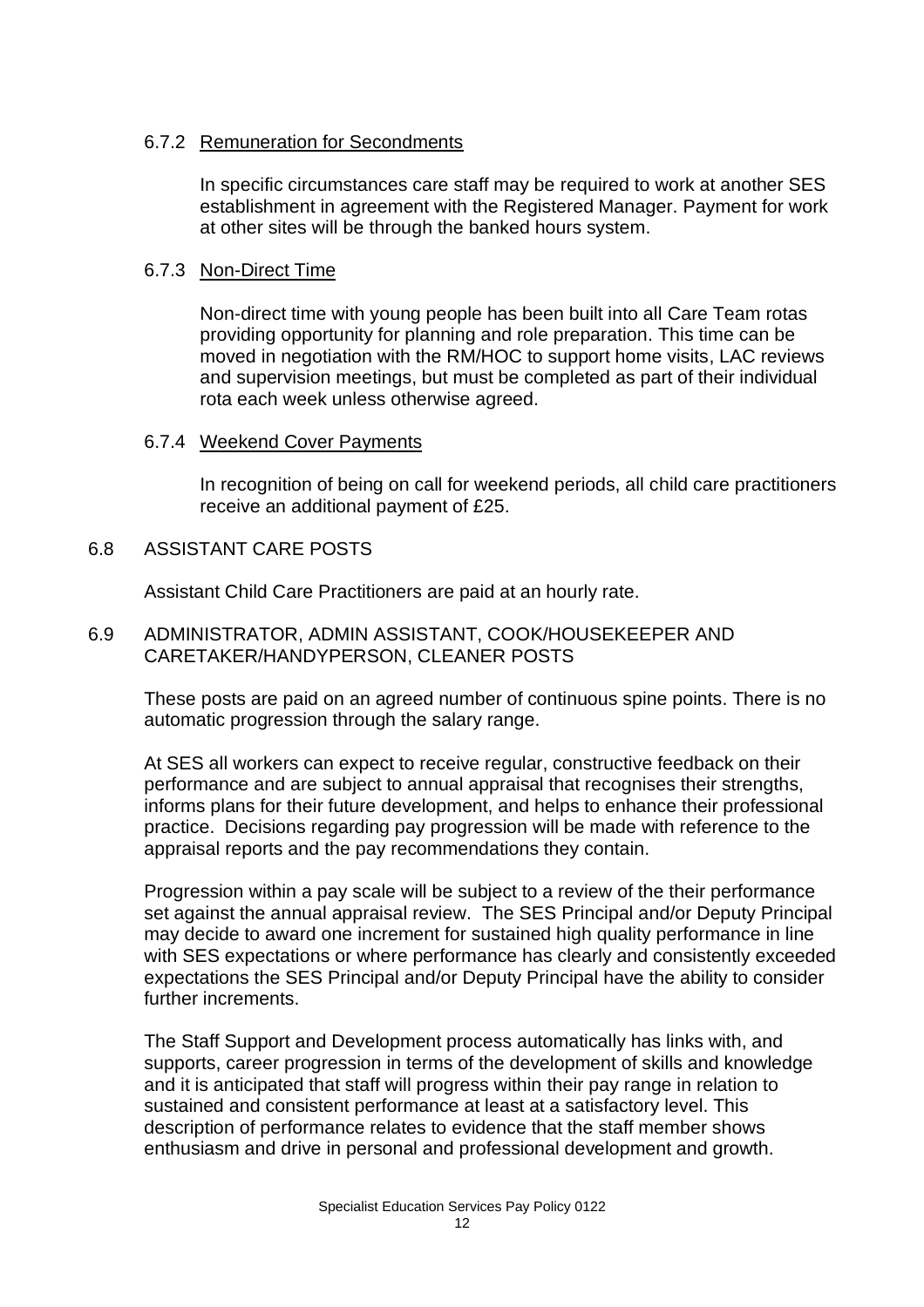#### 6.7.2 Remuneration for Secondments

In specific circumstances care staff may be required to work at another SES establishment in agreement with the Registered Manager. Payment for work at other sites will be through the banked hours system.

#### 6.7.3 Non-Direct Time

Non-direct time with young people has been built into all Care Team rotas providing opportunity for planning and role preparation. This time can be moved in negotiation with the RM/HOC to support home visits, LAC reviews and supervision meetings, but must be completed as part of their individual rota each week unless otherwise agreed.

#### 6.7.4 Weekend Cover Payments

In recognition of being on call for weekend periods, all child care practitioners receive an additional payment of £25.

### 6.8 ASSISTANT CARE POSTS

Assistant Child Care Practitioners are paid at an hourly rate.

### 6.9 ADMINISTRATOR, ADMIN ASSISTANT, COOK/HOUSEKEEPER AND CARETAKER/HANDYPERSON, CLEANER POSTS

These posts are paid on an agreed number of continuous spine points. There is no automatic progression through the salary range.

At SES all workers can expect to receive regular, constructive feedback on their performance and are subject to annual appraisal that recognises their strengths, informs plans for their future development, and helps to enhance their professional practice. Decisions regarding pay progression will be made with reference to the appraisal reports and the pay recommendations they contain.

Progression within a pay scale will be subject to a review of the their performance set against the annual appraisal review. The SES Principal and/or Deputy Principal may decide to award one increment for sustained high quality performance in line with SES expectations or where performance has clearly and consistently exceeded expectations the SES Principal and/or Deputy Principal have the ability to consider further increments.

The Staff Support and Development process automatically has links with, and supports, career progression in terms of the development of skills and knowledge and it is anticipated that staff will progress within their pay range in relation to sustained and consistent performance at least at a satisfactory level. This description of performance relates to evidence that the staff member shows enthusiasm and drive in personal and professional development and growth.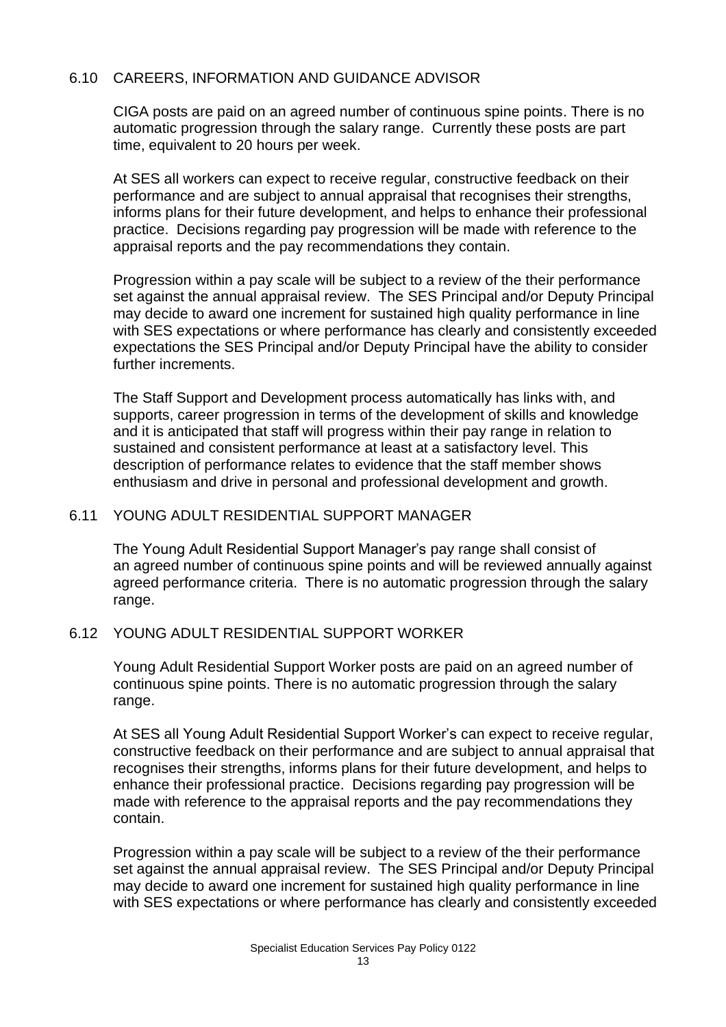## 6.10 CAREERS, INFORMATION AND GUIDANCE ADVISOR

CIGA posts are paid on an agreed number of continuous spine points. There is no automatic progression through the salary range. Currently these posts are part time, equivalent to 20 hours per week.

At SES all workers can expect to receive regular, constructive feedback on their performance and are subject to annual appraisal that recognises their strengths, informs plans for their future development, and helps to enhance their professional practice. Decisions regarding pay progression will be made with reference to the appraisal reports and the pay recommendations they contain.

Progression within a pay scale will be subject to a review of the their performance set against the annual appraisal review. The SES Principal and/or Deputy Principal may decide to award one increment for sustained high quality performance in line with SES expectations or where performance has clearly and consistently exceeded expectations the SES Principal and/or Deputy Principal have the ability to consider further increments.

The Staff Support and Development process automatically has links with, and supports, career progression in terms of the development of skills and knowledge and it is anticipated that staff will progress within their pay range in relation to sustained and consistent performance at least at a satisfactory level. This description of performance relates to evidence that the staff member shows enthusiasm and drive in personal and professional development and growth.

## 6.11 YOUNG ADULT RESIDENTIAL SUPPORT MANAGER

The Young Adult Residential Support Manager's pay range shall consist of an agreed number of continuous spine points and will be reviewed annually against agreed performance criteria. There is no automatic progression through the salary range.

## 6.12 YOUNG ADULT RESIDENTIAL SUPPORT WORKER

Young Adult Residential Support Worker posts are paid on an agreed number of continuous spine points. There is no automatic progression through the salary range.

At SES all Young Adult Residential Support Worker's can expect to receive regular, constructive feedback on their performance and are subject to annual appraisal that recognises their strengths, informs plans for their future development, and helps to enhance their professional practice. Decisions regarding pay progression will be made with reference to the appraisal reports and the pay recommendations they contain.

Progression within a pay scale will be subject to a review of the their performance set against the annual appraisal review. The SES Principal and/or Deputy Principal may decide to award one increment for sustained high quality performance in line with SES expectations or where performance has clearly and consistently exceeded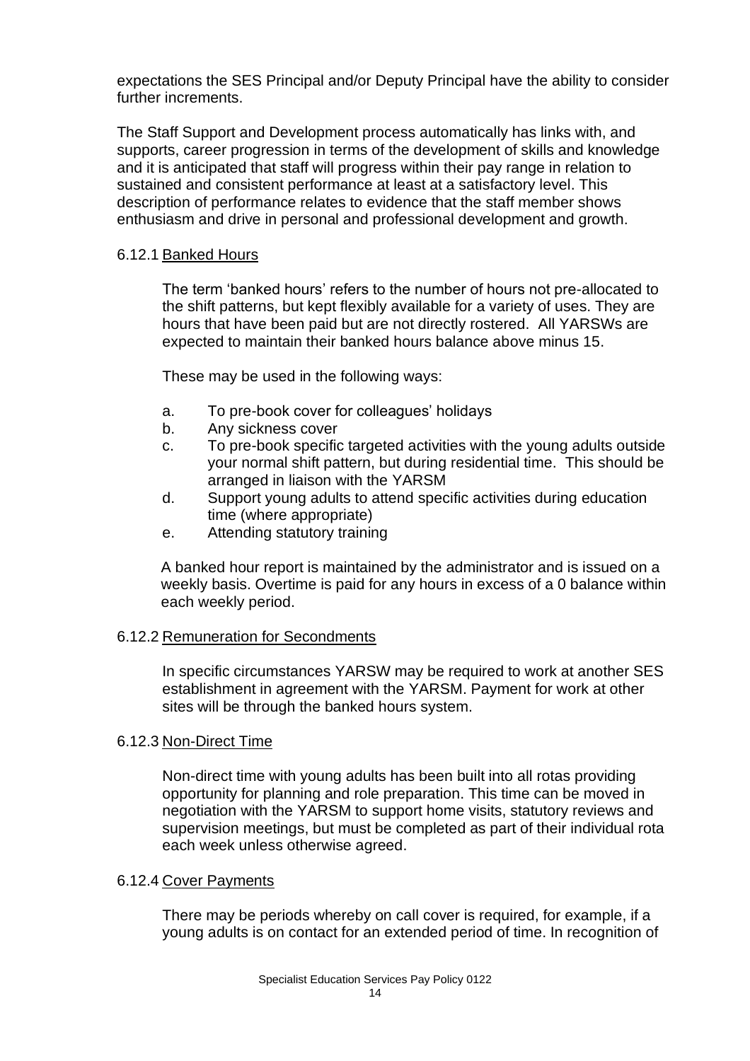expectations the SES Principal and/or Deputy Principal have the ability to consider further increments.

The Staff Support and Development process automatically has links with, and supports, career progression in terms of the development of skills and knowledge and it is anticipated that staff will progress within their pay range in relation to sustained and consistent performance at least at a satisfactory level. This description of performance relates to evidence that the staff member shows enthusiasm and drive in personal and professional development and growth.

#### 6.12.1 Banked Hours

The term 'banked hours' refers to the number of hours not pre-allocated to the shift patterns, but kept flexibly available for a variety of uses. They are hours that have been paid but are not directly rostered. All YARSWs are expected to maintain their banked hours balance above minus 15.

These may be used in the following ways:

a. To pre-book cover for colleagues' holidays
b. Any sickness cover
c. To pre-book specific targeted activities with the young adults outside your normal shift pattern, but during residential time. This should be arranged in liaison with the YARSM
d. Support young adults to attend specific activities during education time (where appropriate)
e. Attending statutory training

A banked hour report is maintained by the administrator and is issued on a weekly basis. Overtime is paid for any hours in excess of a 0 balance within each weekly period.

#### 6.12.2 Remuneration for Secondments

In specific circumstances YARSW may be required to work at another SES establishment in agreement with the YARSM. Payment for work at other sites will be through the banked hours system.

#### 6.12.3 Non-Direct Time

Non-direct time with young adults has been built into all rotas providing opportunity for planning and role preparation. This time can be moved in negotiation with the YARSM to support home visits, statutory reviews and supervision meetings, but must be completed as part of their individual rota each week unless otherwise agreed.

#### 6.12.4 Cover Payments

There may be periods whereby on call cover is required, for example, if a young adults is on contact for an extended period of time. In recognition of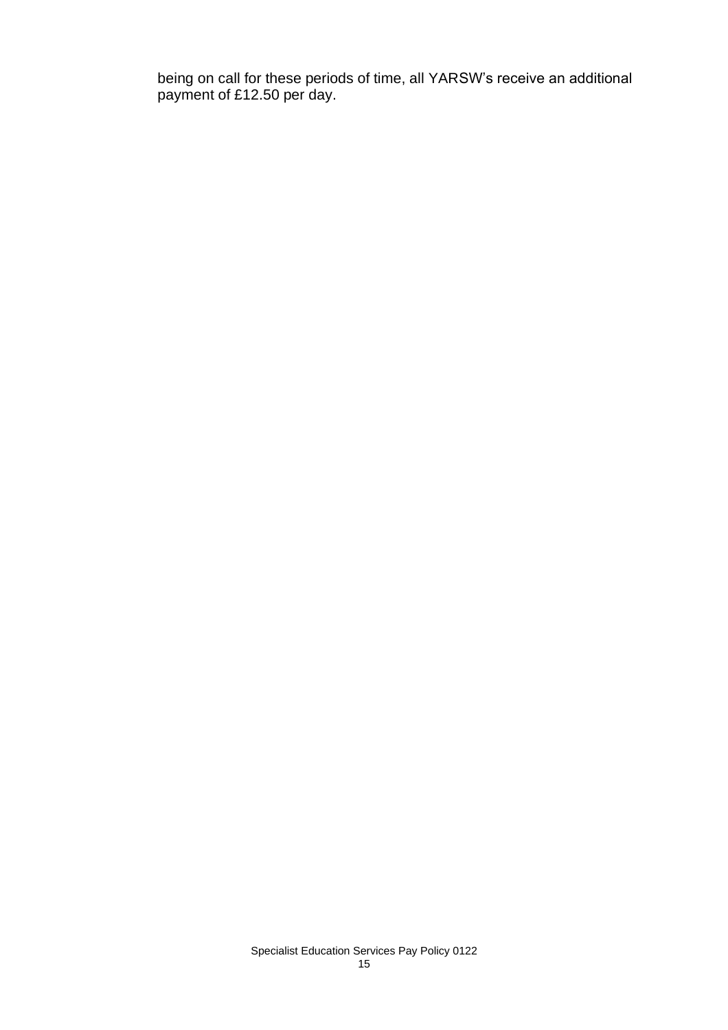being on call for these periods of time, all YARSW's receive an additional payment of £12.50 per day.